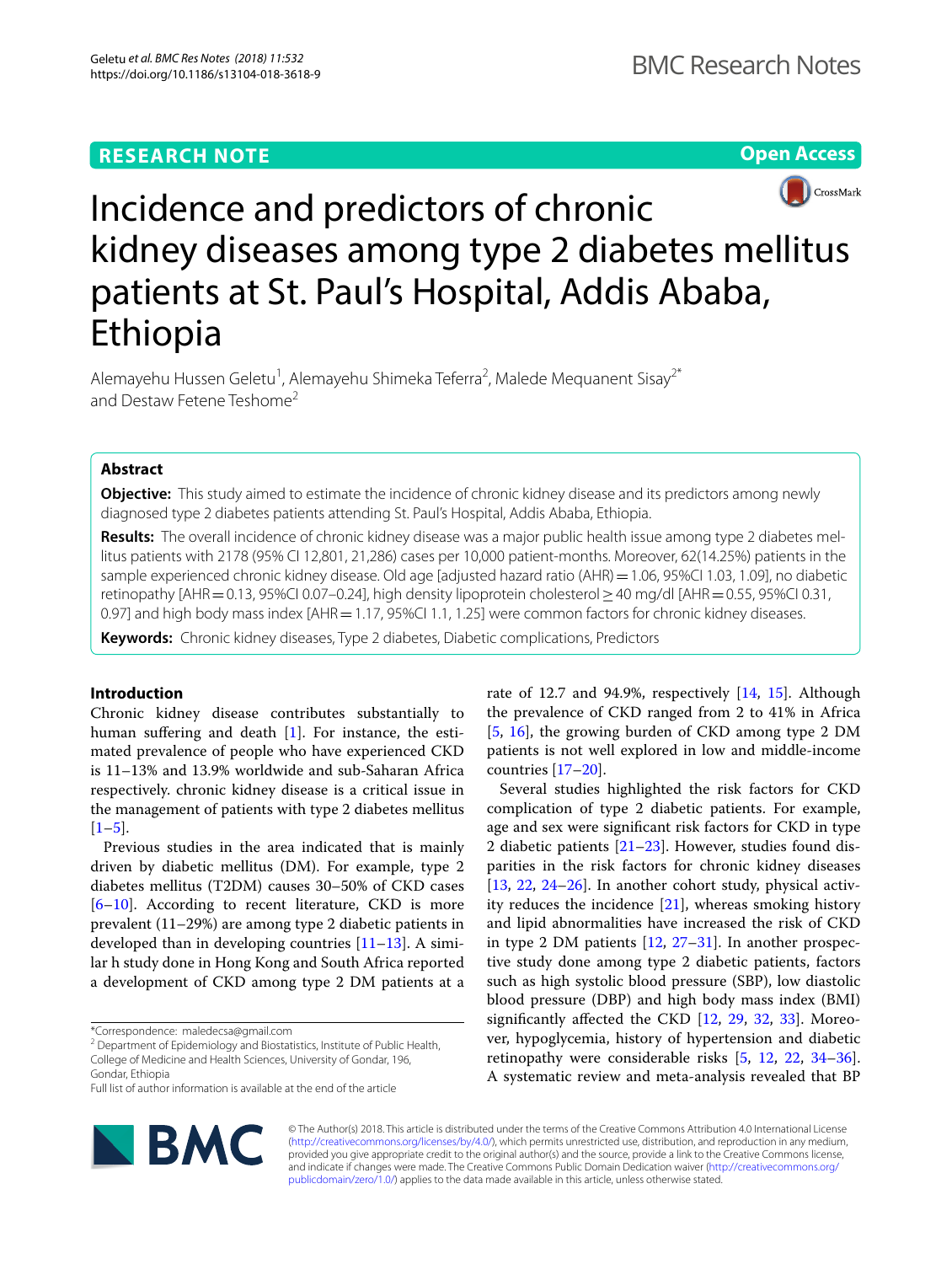RESEARCH NOTE

Open Access

# Incidence and predictors of chronic kidney diseases among type 2 diabetes mellitus patients at St. Paul's Hospital, Addis Ababa, Ethiopia

Alemayehu Hussen Geletu[1], Alemayehu Shimeka Teferra[2], Malede Mequanent Sisay[2*] and Destaw Fetene Teshome[2]

## Abstract

**Objective:** This study aimed to estimate the incidence of chronic kidney disease and its predictors among newly diagnosed type 2 diabetes patients attending St. Paul's Hospital, Addis Ababa, Ethiopia.

**Results:** The overall incidence of chronic kidney disease was a major public health issue among type 2 diabetes mellitus patients with 2178 (95% CI 12,801, 21,286) cases per 10,000 patient-months. Moreover, 62(14.25%) patients in the sample experienced chronic kidney disease. Old age [adjusted hazard ratio (AHR) = 1.06, 95%CI 1.03, 1.09], no diabetic retinopathy [AHR = 0.13, 95%CI 0.07–0.24], high density lipoprotein cholesterol ≥ 40 mg/dl [AHR = 0.55, 95%CI 0.31, 0.97] and high body mass index [AHR = 1.17, 95%CI 1.1, 1.25] were common factors for chronic kidney diseases.

**Keywords:** Chronic kidney diseases, Type 2 diabetes, Diabetic complications, Predictors

## Introduction

Chronic kidney disease contributes substantially to human suffering and death [1]. For instance, the estimated prevalence of people who have experienced CKD is 11–13% and 13.9% worldwide and sub-Saharan Africa respectively. chronic kidney disease is a critical issue in the management of patients with type 2 diabetes mellitus [1–5].

Previous studies in the area indicated that is mainly driven by diabetic mellitus (DM). For example, type 2 diabetes mellitus (T2DM) causes 30–50% of CKD cases [6–10]. According to recent literature, CKD is more prevalent (11–29%) are among type 2 diabetic patients in developed than in developing countries [11–13]. A similar h study done in Hong Kong and South Africa reported a development of CKD among type 2 DM patients at a rate of 12.7 and 94.9%, respectively [14, 15]. Although the prevalence of CKD ranged from 2 to 41% in Africa [5, 16], the growing burden of CKD among type 2 DM patients is not well explored in low and middle-income countries [17–20].

Several studies highlighted the risk factors for CKD complication of type 2 diabetic patients. For example, age and sex were significant risk factors for CKD in type 2 diabetic patients [21–23]. However, studies found disparities in the risk factors for chronic kidney diseases [13, 22, 24–26]. In another cohort study, physical activity reduces the incidence [21], whereas smoking history and lipid abnormalities have increased the risk of CKD in type 2 DM patients [12, 27–31]. In another prospective study done among type 2 diabetic patients, factors such as high systolic blood pressure (SBP), low diastolic blood pressure (DBP) and high body mass index (BMI) significantly affected the CKD [12, 29, 32, 33]. Moreover, hypoglycemia, history of hypertension and diabetic retinopathy were considerable risks [5, 12, 22, 34–36]. A systematic review and meta-analysis revealed that BP

*Correspondence: maledecsa@gmail.com
[2] Department of Epidemiology and Biostatistics, Institute of Public Health, College of Medicine and Health Sciences, University of Gondar, 196, Gondar, Ethiopia
Full list of author information is available at the end of the article

© The Author(s) 2018. This article is distributed under the terms of the Creative Commons Attribution 4.0 International License (http://creativecommons.org/licenses/by/4.0/), which permits unrestricted use, distribution, and reproduction in any medium, provided you give appropriate credit to the original author(s) and the source, provide a link to the Creative Commons license, and indicate if changes were made. The Creative Commons Public Domain Dedication waiver (http://creativecommons.org/publicdomain/zero/1.0/) applies to the data made available in this article, unless otherwise stated.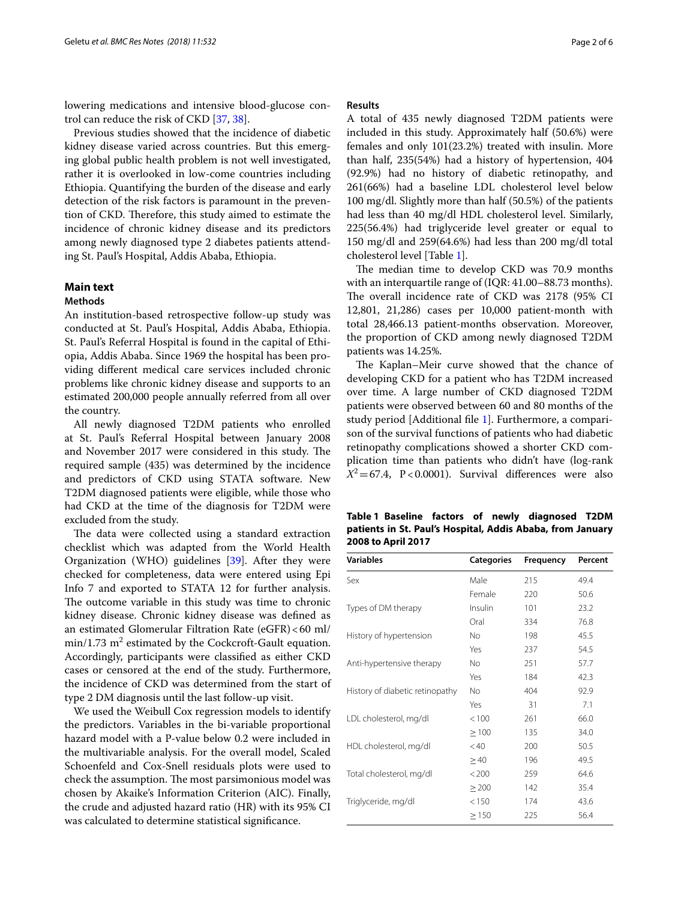lowering medications and intensive blood-glucose control can reduce the risk of CKD [37, 38].

Previous studies showed that the incidence of diabetic kidney disease varied across countries. But this emerging global public health problem is not well investigated, rather it is overlooked in low-come countries including Ethiopia. Quantifying the burden of the disease and early detection of the risk factors is paramount in the prevention of CKD. Therefore, this study aimed to estimate the incidence of chronic kidney disease and its predictors among newly diagnosed type 2 diabetes patients attending St. Paul's Hospital, Addis Ababa, Ethiopia.

## Main text

### Methods

An institution-based retrospective follow-up study was conducted at St. Paul's Hospital, Addis Ababa, Ethiopia. St. Paul's Referral Hospital is found in the capital of Ethiopia, Addis Ababa. Since 1969 the hospital has been providing different medical care services included chronic problems like chronic kidney disease and supports to an estimated 200,000 people annually referred from all over the country.

All newly diagnosed T2DM patients who enrolled at St. Paul's Referral Hospital between January 2008 and November 2017 were considered in this study. The required sample (435) was determined by the incidence and predictors of CKD using STATA software. New T2DM diagnosed patients were eligible, while those who had CKD at the time of the diagnosis for T2DM were excluded from the study.

The data were collected using a standard extraction checklist which was adapted from the World Health Organization (WHO) guidelines [39]. After they were checked for completeness, data were entered using Epi Info 7 and exported to STATA 12 for further analysis. The outcome variable in this study was time to chronic kidney disease. Chronic kidney disease was defined as an estimated Glomerular Filtration Rate (eGFR) < 60 ml/min/1.73 $m^2$ estimated by the Cockcroft-Gault equation. Accordingly, participants were classified as either CKD cases or censored at the end of the study. Furthermore, the incidence of CKD was determined from the start of type 2 DM diagnosis until the last follow-up visit.

We used the Weibull Cox regression models to identify the predictors. Variables in the bi-variable proportional hazard model with a P-value below 0.2 were included in the multivariable analysis. For the overall model, Scaled Schoenfeld and Cox-Snell residuals plots were used to check the assumption. The most parsimonious model was chosen by Akaike's Information Criterion (AIC). Finally, the crude and adjusted hazard ratio (HR) with its 95% CI was calculated to determine statistical significance.

### Results

A total of 435 newly diagnosed T2DM patients were included in this study. Approximately half (50.6%) were females and only 101(23.2%) treated with insulin. More than half, 235(54%) had a history of hypertension, 404 (92.9%) had no history of diabetic retinopathy, and 261(66%) had a baseline LDL cholesterol level below 100 mg/dl. Slightly more than half (50.5%) of the patients had less than 40 mg/dl HDL cholesterol level. Similarly, 225(56.4%) had triglyceride level greater or equal to 150 mg/dl and 259(64.6%) had less than 200 mg/dl total cholesterol level [Table 1].

The median time to develop CKD was 70.9 months with an interquartile range of (IQR: 41.00–88.73 months). The overall incidence rate of CKD was 2178 (95% CI 12,801, 21,286) cases per 10,000 patient-month with total 28,466.13 patient-months observation. Moreover, the proportion of CKD among newly diagnosed T2DM patients was 14.25%.

The Kaplan–Meir curve showed that the chance of developing CKD for a patient who has T2DM increased over time. A large number of CKD diagnosed T2DM patients were observed between 60 and 80 months of the study period [Additional file 1]. Furthermore, a comparison of the survival functions of patients who had diabetic retinopathy complications showed a shorter CKD complication time than patients who didn't have (log-rank $X^2 = 67.4$, $P < 0.0001$). Survival differences were also

**Table 1 Baseline factors of newly diagnosed T2DM patients in St. Paul's Hospital, Addis Ababa, from January 2008 to April 2017**

| Variables | Categories | Frequency | Percent |
|---|---|---|---|
| Sex | Male | 215 | 49.4 |
| | Female | 220 | 50.6 |
| Types of DM therapy | Insulin | 101 | 23.2 |
| | Oral | 334 | 76.8 |
| History of hypertension | No | 198 | 45.5 |
| | Yes | 237 | 54.5 |
| Anti-hypertensive therapy | No | 251 | 57.7 |
| | Yes | 184 | 42.3 |
| History of diabetic retinopathy | No | 404 | 92.9 |
| | Yes | 31 | 7.1 |
| LDL cholesterol, mg/dl | < 100 | 261 | 66.0 |
| | ≥ 100 | 135 | 34.0 |
| HDL cholesterol, mg/dl | < 40 | 200 | 50.5 |
| | ≥ 40 | 196 | 49.5 |
| Total cholesterol, mg/dl | < 200 | 259 | 64.6 |
| | ≥ 200 | 142 | 35.4 |
| Triglyceride, mg/dl | < 150 | 174 | 43.6 |
| | ≥ 150 | 225 | 56.4 |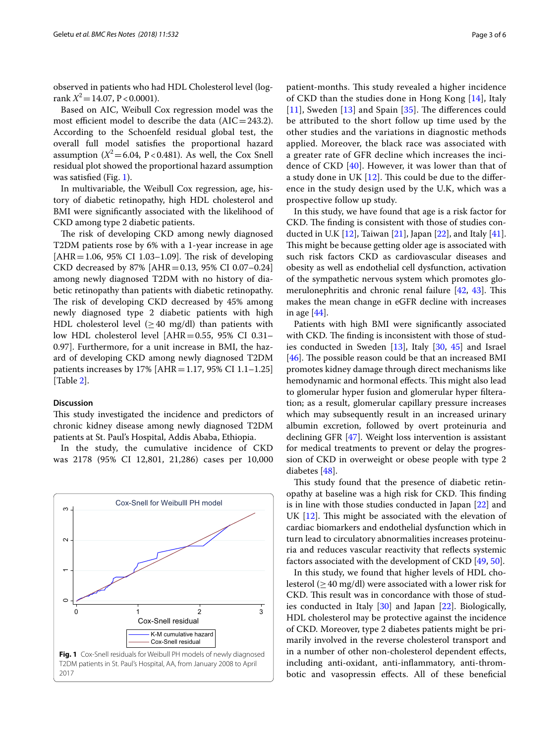observed in patients who had HDL Cholesterol level (log-rank $X^2 = 14.07$, $P < 0.0001$).

Based on AIC, Weibull Cox regression model was the most efficient model to describe the data (AIC = 243.2). According to the Schoenfeld residual global test, the overall full model satisfies the proportional hazard assumption ($X^2 = 6.04$, $P < 0.481$). As well, the Cox Snell residual plot showed the proportional hazard assumption was satisfied (Fig. 1).

In multivariable, the Weibull Cox regression, age, history of diabetic retinopathy, high HDL cholesterol and BMI were significantly associated with the likelihood of CKD among type 2 diabetic patients.

The risk of developing CKD among newly diagnosed T2DM patients rose by 6% with a 1-year increase in age [AHR = 1.06, 95% CI 1.03–1.09]. The risk of developing CKD decreased by 87% [AHR = 0.13, 95% CI 0.07–0.24] among newly diagnosed T2DM with no history of diabetic retinopathy than patients with diabetic retinopathy. The risk of developing CKD decreased by 45% among newly diagnosed type 2 diabetic patients with high HDL cholesterol level (≥ 40 mg/dl) than patients with low HDL cholesterol level [AHR = 0.55, 95% CI 0.31–0.97]. Furthermore, for a unit increase in BMI, the hazard of developing CKD among newly diagnosed T2DM patients increases by 17% [AHR = 1.17, 95% CI 1.1–1.25] [Table 2].

## Discussion

This study investigated the incidence and predictors of chronic kidney disease among newly diagnosed T2DM patients at St. Paul's Hospital, Addis Ababa, Ethiopia.

In the study, the cumulative incidence of CKD was 2178 (95% CI 12,801, 21,286) cases per 10,000 patient-months. This study revealed a higher incidence of CKD than the studies done in Hong Kong [14], Italy [11], Sweden [13] and Spain [35]. The differences could be attributed to the short follow up time used by the other studies and the variations in diagnostic methods applied. Moreover, the black race was associated with a greater rate of GFR decline which increases the incidence of CKD [40]. However, it was lower than that of a study done in UK [12]. This could be due to the difference in the study design used by the U.K, which was a prospective follow up study.

In this study, we have found that age is a risk factor for CKD. The finding is consistent with those of studies conducted in U.K [12], Taiwan [21], Japan [22], and Italy [41]. This might be because getting older age is associated with such risk factors CKD as cardiovascular diseases and obesity as well as endothelial cell dysfunction, activation of the sympathetic nervous system which promotes glomerulonephritis and chronic renal failure [42, 43]. This makes the mean change in eGFR decline with increases in age [44].

Patients with high BMI were significantly associated with CKD. The finding is inconsistent with those of studies conducted in Sweden [13], Italy [30, 45] and Israel [46]. The possible reason could be that an increased BMI promotes kidney damage through direct mechanisms like hemodynamic and hormonal effects. This might also lead to glomerular hyper fusion and glomerular hyper filtration; as a result, glomerular capillary pressure increases which may subsequently result in an increased urinary albumin excretion, followed by overt proteinuria and declining GFR [47]. Weight loss intervention is assistant for medical treatments to prevent or delay the progression of CKD in overweight or obese people with type 2 diabetes [48].

This study found that the presence of diabetic retinopathy at baseline was a high risk for CKD. This finding is in line with those studies conducted in Japan [22] and UK [12]. This might be associated with the elevation of cardiac biomarkers and endothelial dysfunction which in turn lead to circulatory abnormalities increases proteinuria and reduces vascular reactivity that reflects systemic factors associated with the development of CKD [49, 50].

In this study, we found that higher levels of HDL cholesterol (≥ 40 mg/dl) were associated with a lower risk for CKD. This result was in concordance with those of studies conducted in Italy [30] and Japan [22]. Biologically, HDL cholesterol may be protective against the incidence of CKD. Moreover, type 2 diabetes patients might be primarily involved in the reverse cholesterol transport and in a number of other non-cholesterol dependent effects, including anti-oxidant, anti-inflammatory, anti-thrombotic and vasopressin effects. All of these beneficial

**Fig. 1** Cox-Snell residuals for Weibull PH models of newly diagnosed T2DM patients in St. Paul's Hospital, AA, from January 2008 to April 2017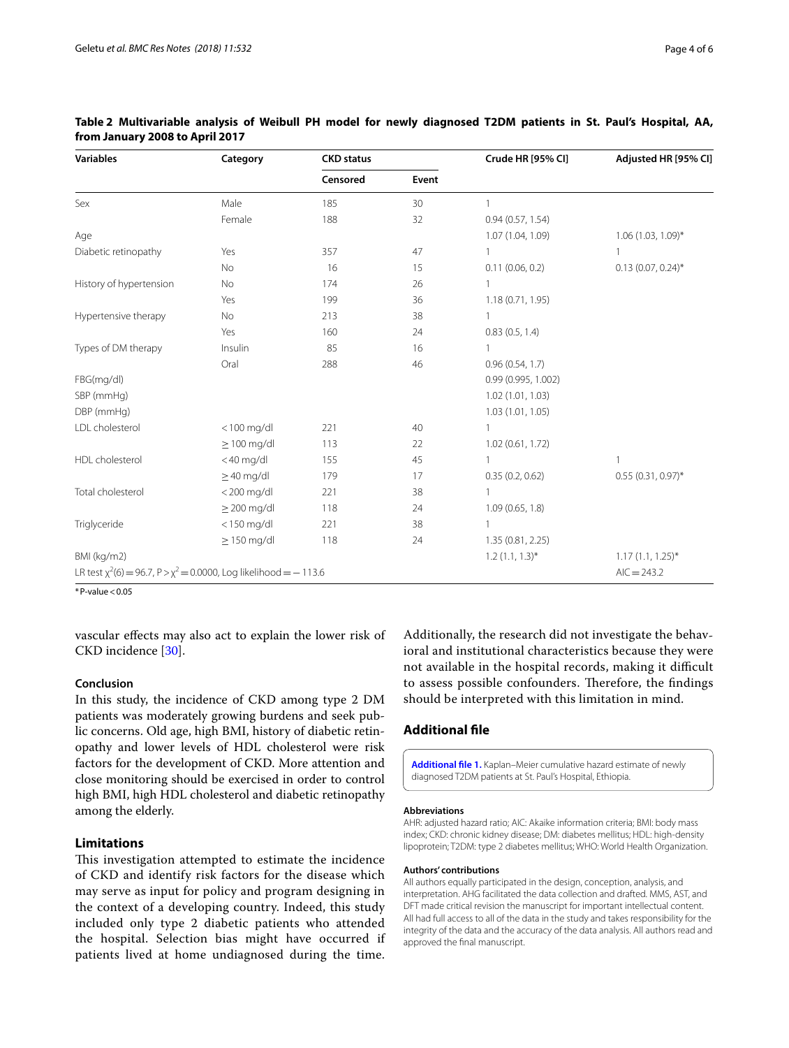**Table 2 Multivariable analysis of Weibull PH model for newly diagnosed T2DM patients in St. Paul's Hospital, AA, from January 2008 to April 2017**

| Variables | Category | CKD status | | Crude HR [95% CI] | Adjusted HR [95% CI] |
|---|---|---|---|---|---|
| | | Censored | Event | | |
| Sex | Male | 185 | 30 | 1 | |
| | Female | 188 | 32 | 0.94 (0.57, 1.54) | |
| Age | | | | 1.07 (1.04, 1.09) | 1.06 (1.03, 1.09)* |
| Diabetic retinopathy | Yes | 357 | 47 | 1 | 1 |
| | No | 16 | 15 | 0.11 (0.06, 0.2) | 0.13 (0.07, 0.24)* |
| History of hypertension | No | 174 | 26 | 1 | |
| | Yes | 199 | 36 | 1.18 (0.71, 1.95) | |
| Hypertensive therapy | No | 213 | 38 | 1 | |
| | Yes | 160 | 24 | 0.83 (0.5, 1.4) | |
| Types of DM therapy | Insulin | 85 | 16 | 1 | |
| | Oral | 288 | 46 | 0.96 (0.54, 1.7) | |
| FBG(mg/dl) | | | | 0.99 (0.995, 1.002) | |
| SBP (mmHg) | | | | 1.02 (1.01, 1.03) | |
| DBP (mmHg) | | | | 1.03 (1.01, 1.05) | |
| LDL cholesterol | < 100 mg/dl | 221 | 40 | 1 | |
| | ≥ 100 mg/dl | 113 | 22 | 1.02 (0.61, 1.72) | |
| HDL cholesterol | < 40 mg/dl | 155 | 45 | 1 | 1 |
| | ≥ 40 mg/dl | 179 | 17 | 0.35 (0.2, 0.62) | 0.55 (0.31, 0.97)* |
| Total cholesterol | < 200 mg/dl | 221 | 38 | 1 | |
| | ≥ 200 mg/dl | 118 | 24 | 1.09 (0.65, 1.8) | |
| Triglyceride | < 150 mg/dl | 221 | 38 | 1 | |
| | ≥ 150 mg/dl | 118 | 24 | 1.35 (0.81, 2.25) | |
| BMI (kg/m2) | | | | 1.2 (1.1, 1.3)* | 1.17 (1.1, 1.25)* |
| LR test $\chi^2(6) = 96.7$, $P > \chi^2 = 0.0000$, Log likelihood = − 113.6 | | | | | AIC = 243.2 |

* P-value < 0.05

vascular effects may also act to explain the lower risk of CKD incidence [30].

## Conclusion

In this study, the incidence of CKD among type 2 DM patients was moderately growing burdens and seek public concerns. Old age, high BMI, history of diabetic retinopathy and lower levels of HDL cholesterol were risk factors for the development of CKD. More attention and close monitoring should be exercised in order to control high BMI, high HDL cholesterol and diabetic retinopathy among the elderly.

## Limitations

This investigation attempted to estimate the incidence of CKD and identify risk factors for the disease which may serve as input for policy and program designing in the context of a developing country. Indeed, this study included only type 2 diabetic patients who attended the hospital. Selection bias might have occurred if patients lived at home undiagnosed during the time. Additionally, the research did not investigate the behavioral and institutional characteristics because they were not available in the hospital records, making it difficult to assess possible confounders. Therefore, the findings should be interpreted with this limitation in mind.

## Additional file

**Additional file 1.** Kaplan–Meier cumulative hazard estimate of newly diagnosed T2DM patients at St. Paul's Hospital, Ethiopia.

#### Abbreviations

AHR: adjusted hazard ratio; AIC: Akaike information criteria; BMI: body mass index; CKD: chronic kidney disease; DM: diabetes mellitus; HDL: high-density lipoprotein; T2DM: type 2 diabetes mellitus; WHO: World Health Organization.

#### Authors' contributions

All authors equally participated in the design, conception, analysis, and interpretation. AHG facilitated the data collection and drafted. MMS, AST, and DFT made critical revision the manuscript for important intellectual content. All had full access to all of the data in the study and takes responsibility for the integrity of the data and the accuracy of the data analysis. All authors read and approved the final manuscript.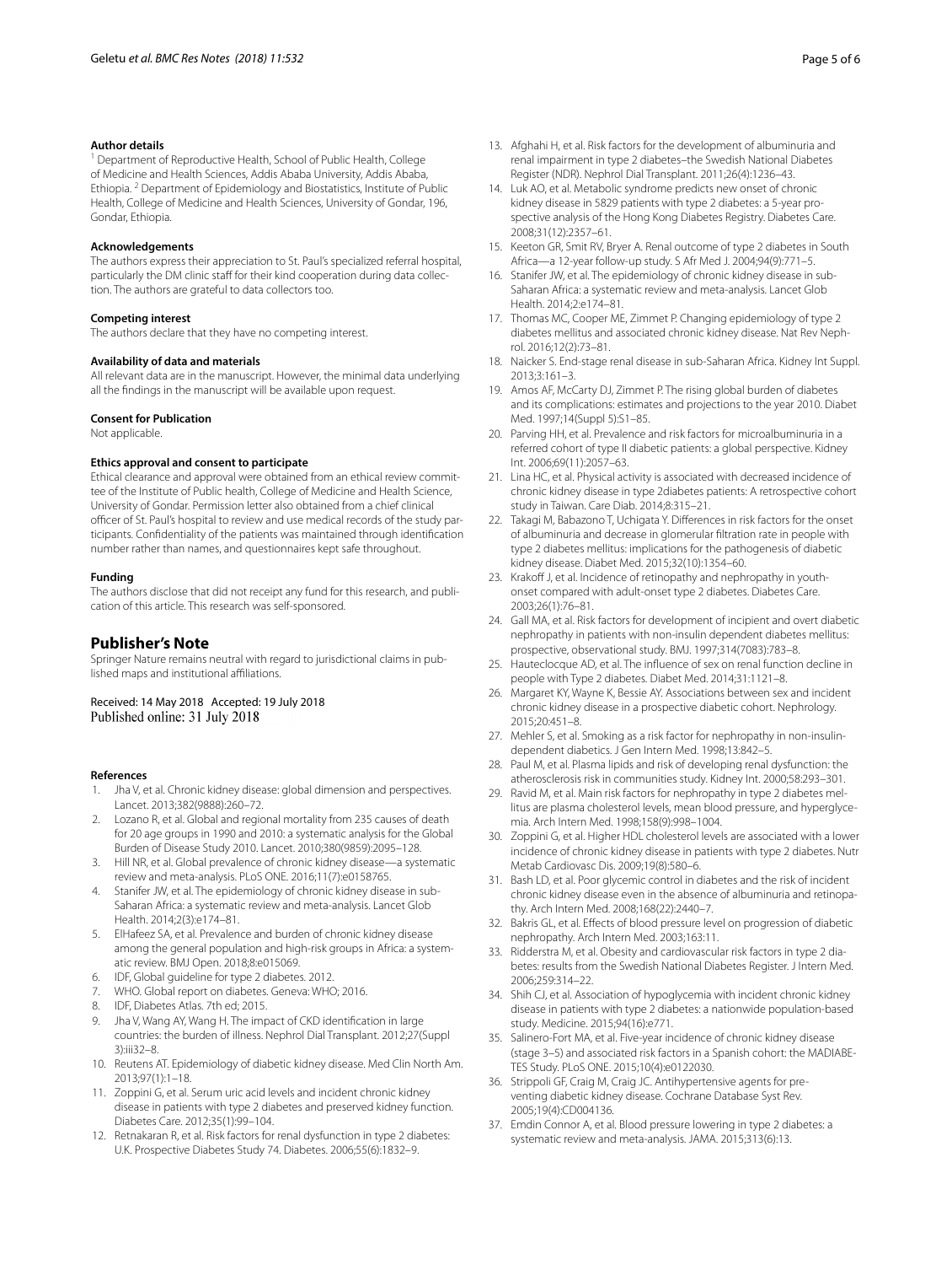### Author details

[1] Department of Reproductive Health, School of Public Health, College of Medicine and Health Sciences, Addis Ababa University, Addis Ababa, Ethiopia. [2] Department of Epidemiology and Biostatistics, Institute of Public Health, College of Medicine and Health Sciences, University of Gondar, 196, Gondar, Ethiopia.

### Acknowledgements

The authors express their appreciation to St. Paul's specialized referral hospital, particularly the DM clinic staff for their kind cooperation during data collection. The authors are grateful to data collectors too.

### Competing interest

The authors declare that they have no competing interest.

### Availability of data and materials

All relevant data are in the manuscript. However, the minimal data underlying all the findings in the manuscript will be available upon request.

### Consent for Publication

Not applicable.

### Ethics approval and consent to participate

Ethical clearance and approval were obtained from an ethical review committee of the Institute of Public health, College of Medicine and Health Science, University of Gondar. Permission letter also obtained from a chief clinical officer of St. Paul's hospital to review and use medical records of the study participants. Confidentiality of the patients was maintained through identification number rather than names, and questionnaires kept safe throughout.

### Funding

The authors disclose that did not receipt any fund for this research, and publication of this article. This research was self-sponsored.

## Publisher's Note

Springer Nature remains neutral with regard to jurisdictional claims in published maps and institutional affiliations.

Received: 14 May 2018 Accepted: 19 July 2018
Published online: 31 July 2018

### References

1. Jha V, et al. Chronic kidney disease: global dimension and perspectives. Lancet. 2013;382(9888):260–72.
2. Lozano R, et al. Global and regional mortality from 235 causes of death for 20 age groups in 1990 and 2010: a systematic analysis for the Global Burden of Disease Study 2010. Lancet. 2010;380(9859):2095–128.
3. Hill NR, et al. Global prevalence of chronic kidney disease—a systematic review and meta-analysis. PLoS ONE. 2016;11(7):e0158765.
4. Stanifer JW, et al. The epidemiology of chronic kidney disease in sub-Saharan Africa: a systematic review and meta-analysis. Lancet Glob Health. 2014;2(3):e174–81.
5. ElHafeez SA, et al. Prevalence and burden of chronic kidney disease among the general population and high-risk groups in Africa: a systematic review. BMJ Open. 2018;8:e015069.
6. IDF, Global guideline for type 2 diabetes. 2012.
7. WHO. Global report on diabetes. Geneva: WHO; 2016.
8. IDF, Diabetes Atlas. 7th ed; 2015.
9. Jha V, Wang AY, Wang H. The impact of CKD identification in large countries: the burden of illness. Nephrol Dial Transplant. 2012;27(Suppl 3):iii32–8.
10. Reutens AT. Epidemiology of diabetic kidney disease. Med Clin North Am. 2013;97(1):1–18.
11. Zoppini G, et al. Serum uric acid levels and incident chronic kidney disease in patients with type 2 diabetes and preserved kidney function. Diabetes Care. 2012;35(1):99–104.
12. Retnakaran R, et al. Risk factors for renal dysfunction in type 2 diabetes: U.K. Prospective Diabetes Study 74. Diabetes. 2006;55(6):1832–9.
13. Afghahi H, et al. Risk factors for the development of albuminuria and renal impairment in type 2 diabetes–the Swedish National Diabetes Register (NDR). Nephrol Dial Transplant. 2011;26(4):1236–43.
14. Luk AO, et al. Metabolic syndrome predicts new onset of chronic kidney disease in 5829 patients with type 2 diabetes: a 5-year prospective analysis of the Hong Kong Diabetes Registry. Diabetes Care. 2008;31(12):2357–61.
15. Keeton GR, Smit RV, Bryer A. Renal outcome of type 2 diabetes in South Africa—a 12-year follow-up study. S Afr Med J. 2004;94(9):771–5.
16. Stanifer JW, et al. The epidemiology of chronic kidney disease in sub-Saharan Africa: a systematic review and meta-analysis. Lancet Glob Health. 2014;2:e174–81.
17. Thomas MC, Cooper ME, Zimmet P. Changing epidemiology of type 2 diabetes mellitus and associated chronic kidney disease. Nat Rev Nephrol. 2016;12(2):73–81.
18. Naicker S. End-stage renal disease in sub-Saharan Africa. Kidney Int Suppl. 2013;3:161–3.
19. Amos AF, McCarty DJ, Zimmet P. The rising global burden of diabetes and its complications: estimates and projections to the year 2010. Diabet Med. 1997;14(Suppl 5):S1–85.
20. Parving HH, et al. Prevalence and risk factors for microalbuminuria in a referred cohort of type II diabetic patients: a global perspective. Kidney Int. 2006;69(11):2057–63.
21. Lina HC, et al. Physical activity is associated with decreased incidence of chronic kidney disease in type 2diabetes patients: A retrospective cohort study in Taiwan. Care Diab. 2014;8:315–21.
22. Takagi M, Babazono T, Uchigata Y. Differences in risk factors for the onset of albuminuria and decrease in glomerular filtration rate in people with type 2 diabetes mellitus: implications for the pathogenesis of diabetic kidney disease. Diabet Med. 2015;32(10):1354–60.
23. Krakoff J, et al. Incidence of retinopathy and nephropathy in youth-onset compared with adult-onset type 2 diabetes. Diabetes Care. 2003;26(1):76–81.
24. Gall MA, et al. Risk factors for development of incipient and overt diabetic nephropathy in patients with non-insulin dependent diabetes mellitus: prospective, observational study. BMJ. 1997;314(7083):783–8.
25. Hauteclocque AD, et al. The influence of sex on renal function decline in people with Type 2 diabetes. Diabet Med. 2014;31:1121–8.
26. Margaret KY, Wayne K, Bessie AY. Associations between sex and incident chronic kidney disease in a prospective diabetic cohort. Nephrology. 2015;20:451–8.
27. Mehler S, et al. Smoking as a risk factor for nephropathy in non-insulin-dependent diabetics. J Gen Intern Med. 1998;13:842–5.
28. Paul M, et al. Plasma lipids and risk of developing renal dysfunction: the atherosclerosis risk in communities study. Kidney Int. 2000;58:293–301.
29. Ravid M, et al. Main risk factors for nephropathy in type 2 diabetes mellitus are plasma cholesterol levels, mean blood pressure, and hyperglycemia. Arch Intern Med. 1998;158(9):998–1004.
30. Zoppini G, et al. Higher HDL cholesterol levels are associated with a lower incidence of chronic kidney disease in patients with type 2 diabetes. Nutr Metab Cardiovasc Dis. 2009;19(8):580–6.
31. Bash LD, et al. Poor glycemic control in diabetes and the risk of incident chronic kidney disease even in the absence of albuminuria and retinopathy. Arch Intern Med. 2008;168(22):2440–7.
32. Bakris GL, et al. Effects of blood pressure level on progression of diabetic nephropathy. Arch Intern Med. 2003;163:11.
33. Ridderstra M, et al. Obesity and cardiovascular risk factors in type 2 diabetes: results from the Swedish National Diabetes Register. J Intern Med. 2006;259:314–22.
34. Shih CJ, et al. Association of hypoglycemia with incident chronic kidney disease in patients with type 2 diabetes: a nationwide population-based study. Medicine. 2015;94(16):e771.
35. Salinero-Fort MA, et al. Five-year incidence of chronic kidney disease (stage 3–5) and associated risk factors in a Spanish cohort: the MADIABETES Study. PLoS ONE. 2015;10(4):e0122030.
36. Strippoli GF, Craig M, Craig JC. Antihypertensive agents for preventing diabetic kidney disease. Cochrane Database Syst Rev. 2005;19(4):CD004136.
37. Emdin Connor A, et al. Blood pressure lowering in type 2 diabetes: a systematic review and meta-analysis. JAMA. 2015;313(6):13.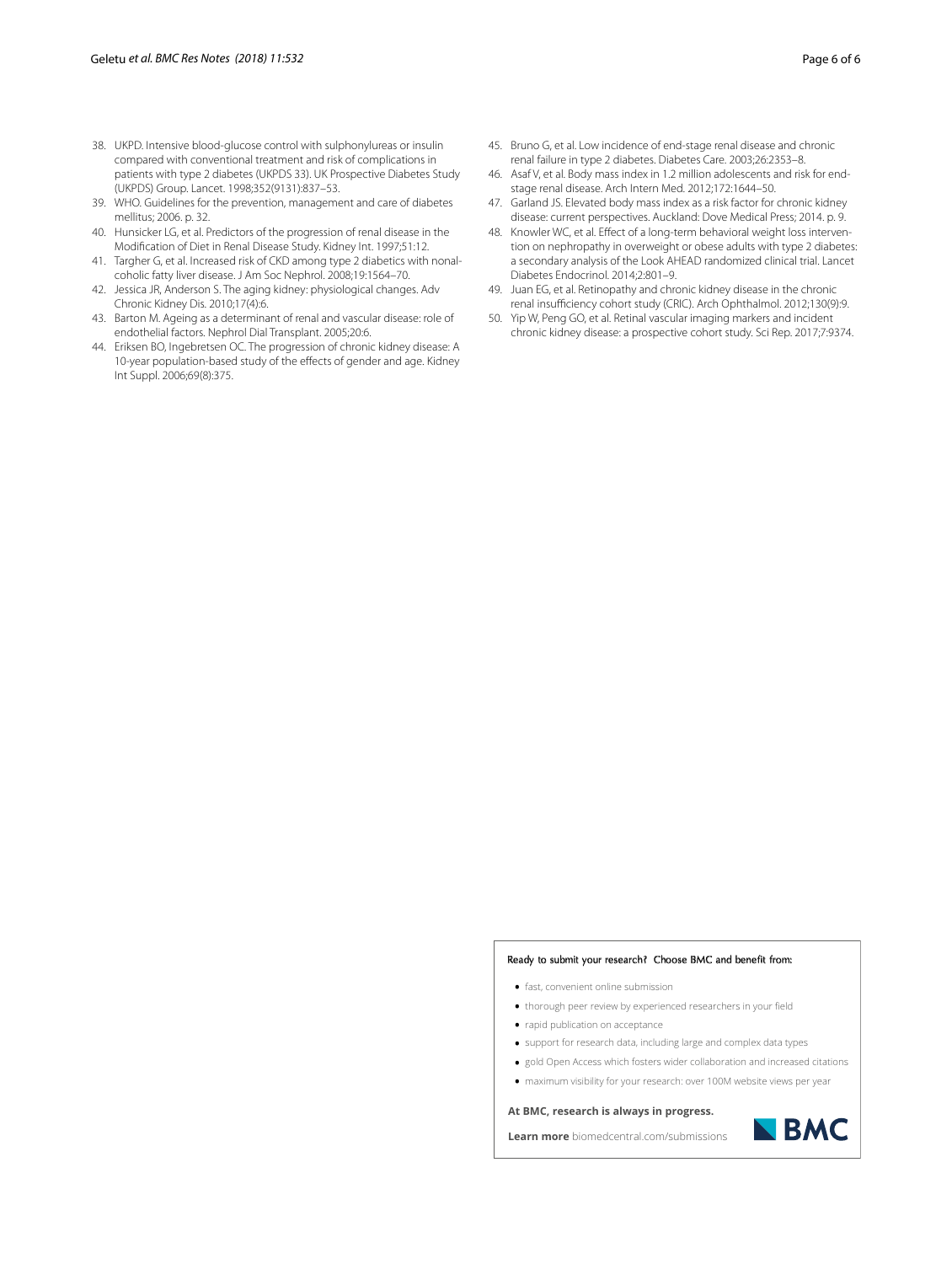38. UKPD. Intensive blood-glucose control with sulphonylureas or insulin compared with conventional treatment and risk of complications in patients with type 2 diabetes (UKPDS 33). UK Prospective Diabetes Study (UKPDS) Group. Lancet. 1998;352(9131):837–53.
39. WHO. Guidelines for the prevention, management and care of diabetes mellitus; 2006. p. 32.
40. Hunsicker LG, et al. Predictors of the progression of renal disease in the Modification of Diet in Renal Disease Study. Kidney Int. 1997;51:12.
41. Targher G, et al. Increased risk of CKD among type 2 diabetics with nonalcoholic fatty liver disease. J Am Soc Nephrol. 2008;19:1564–70.
42. Jessica JR, Anderson S. The aging kidney: physiological changes. Adv Chronic Kidney Dis. 2010;17(4):6.
43. Barton M. Ageing as a determinant of renal and vascular disease: role of endothelial factors. Nephrol Dial Transplant. 2005;20:6.
44. Eriksen BO, Ingebretsen OC. The progression of chronic kidney disease: A 10-year population-based study of the effects of gender and age. Kidney Int Suppl. 2006;69(8):375.
45. Bruno G, et al. Low incidence of end-stage renal disease and chronic renal failure in type 2 diabetes. Diabetes Care. 2003;26:2353–8.
46. Asaf V, et al. Body mass index in 1.2 million adolescents and risk for end-stage renal disease. Arch Intern Med. 2012;172:1644–50.
47. Garland JS. Elevated body mass index as a risk factor for chronic kidney disease: current perspectives. Auckland: Dove Medical Press; 2014. p. 9.
48. Knowler WC, et al. Effect of a long-term behavioral weight loss intervention on nephropathy in overweight or obese adults with type 2 diabetes: a secondary analysis of the Look AHEAD randomized clinical trial. Lancet Diabetes Endocrinol. 2014;2:801–9.
49. Juan EG, et al. Retinopathy and chronic kidney disease in the chronic renal insufficiency cohort study (CRIC). Arch Ophthalmol. 2012;130(9):9.
50. Yip W, Peng GO, et al. Retinal vascular imaging markers and incident chronic kidney disease: a prospective cohort study. Sci Rep. 2017;7:9374.

Ready to submit your research? Choose BMC and benefit from:

- fast, convenient online submission
- thorough peer review by experienced researchers in your field
- rapid publication on acceptance
- support for research data, including large and complex data types
- gold Open Access which fosters wider collaboration and increased citations
- maximum visibility for your research: over 100M website views per year

**At BMC, research is always in progress.**

**Learn more** biomedcentral.com/submissions

BMC